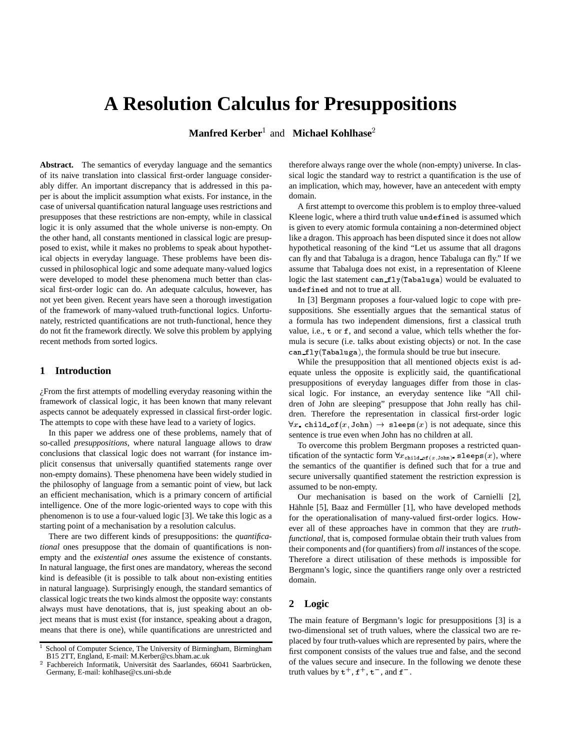# A Resolution Calculus for Presuppositions

**Manfred Kerber**[1] and **Michael Kohlhase**[2]

**Abstract.** The semantics of everyday language and the semantics of its naive translation into classical first-order language considerably differ. An important discrepancy that is addressed in this paper is about the implicit assumption what exists. For instance, in the case of universal quantification natural language uses restrictions and presupposes that these restrictions are non-empty, while in classical logic it is only assumed that the whole universe is non-empty. On the other hand, all constants mentioned in classical logic are presupposed to exist, while it makes no problems to speak about hypothetical objects in everyday language. These problems have been discussed in philosophical logic and some adequate many-valued logics were developed to model these phenomena much better than classical first-order logic can do. An adequate calculus, however, has not yet been given. Recent years have seen a thorough investigation of the framework of many-valued truth-functional logics. Unfortunately, restricted quantifications are not truth-functional, hence they do not fit the framework directly. We solve this problem by applying recent methods from sorted logics.

## 1 Introduction

¿From the first attempts of modelling everyday reasoning within the framework of classical logic, it has been known that many relevant aspects cannot be adequately expressed in classical first-order logic. The attempts to cope with these have lead to a variety of logics.

In this paper we address one of these problems, namely that of so-called *presuppositions*, where natural language allows to draw conclusions that classical logic does not warrant (for instance implicit consensus that universally quantified statements range over non-empty domains). These phenomena have been widely studied in the philosophy of language from a semantic point of view, but lack an efficient mechanisation, which is a primary concern of artificial intelligence. One of the more logic-oriented ways to cope with this phenomenon is to use a four-valued logic [3]. We take this logic as a starting point of a mechanisation by a resolution calculus.

There are two different kinds of presuppositions: the *quantificational* ones presuppose that the domain of quantifications is non-empty and the *existential ones* assume the existence of constants. In natural language, the first ones are mandatory, whereas the second kind is defeasible (it is possible to talk about non-existing entities in natural language). Surprisingly enough, the standard semantics of classical logic treats the two kinds almost the opposite way: constants always must have denotations, that is, just speaking about an object means that is must exist (for instance, speaking about a dragon, means that there is one), while quantifications are unrestricted and therefore always range over the whole (non-empty) universe. In classical logic the standard way to restrict a quantification is the use of an implication, which may, however, have an antecedent with empty domain.

A first attempt to overcome this problem is to employ three-valued Kleene logic, where a third truth value $\mathtt{undefined}$ is assumed which is given to every atomic formula containing a non-determined object like a dragon. This approach has been disputed since it does not allow hypothetical reasoning of the kind "Let us assume that all dragons can fly and that Tabaluga is a dragon, hence Tabaluga can fly." If we assume that Tabaluga does not exist, in a representation of Kleene logic the last statement $\mathtt{can\_fly}(\mathtt{Tabaluga})$ would be evaluated to $\mathtt{undefined}$ and not to true at all.

In [3] Bergmann proposes a four-valued logic to cope with presuppositions. She essentially argues that the semantical status of a formula has two independent dimensions, first a classical truth value, i.e., $\mathtt{t}$ or $\mathtt{f}$, and second a value, which tells whether the formula is secure (i.e. talks about existing objects) or not. In the case $\mathtt{can\_fly}(\mathtt{Tabaluga})$, the formula should be true but insecure.

While the presupposition that all mentioned objects exist is adequate unless the opposite is explicitly said, the quantificational presuppositions of everyday languages differ from those in classical logic. For instance, an everyday sentence like "All children of John are sleeping" presuppose that John really has children. Therefore the representation in classical first-order logic $\forall x.\ \mathtt{child\_of}(x, \mathtt{John}) \rightarrow \mathtt{sleeps}(x)$ is not adequate, since this sentence is true even when John has no children at all.

To overcome this problem Bergmann proposes a restricted quantification of the syntactic form $\forall x_{\mathtt{child\_of}(x,\mathtt{John})}.\ \mathtt{sleeps}(x)$, where the semantics of the quantifier is defined such that for a true and secure universally quantified statement the restriction expression is assumed to be non-empty.

Our mechanisation is based on the work of Carnielli [2], Hähnle [5], Baaz and Fermüller [1], who have developed methods for the operationalisation of many-valued first-order logics. However all of these approaches have in common that they are *truth-functional*, that is, composed formulae obtain their truth values from their components and (for quantifiers) from *all* instances of the scope. Therefore a direct utilisation of these methods is impossible for Bergmann's logic, since the quantifiers range only over a restricted domain.

## 2 Logic

The main feature of Bergmann's logic for presuppositions [3] is a two-dimensional set of truth values, where the classical two are replaced by four truth-values which are represented by pairs, where the first component consists of the values true and false, and the second of the values secure and insecure. In the following we denote these truth values by $\mathtt{t}^+$, $\mathtt{f}^+$, $\mathtt{t}^-$, and $\mathtt{f}^-$.

---

[1] School of Computer Science, The University of Birmingham, Birmingham B15 2TT, England, E-mail: M.Kerber@cs.bham.ac.uk

[2] Fachbereich Informatik, Universität des Saarlandes, 66041 Saarbrücken, Germany, E-mail: kohlhase@cs.uni-sb.de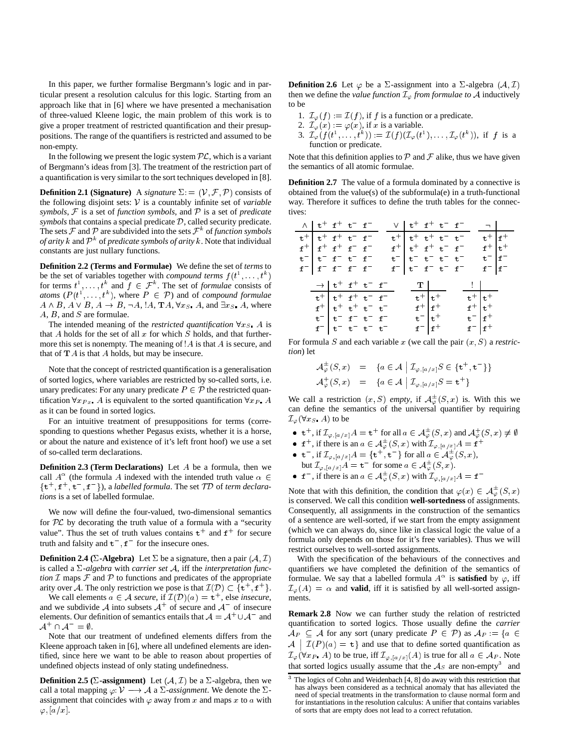In this paper, we further formalise Bergmann's logic and in particular present a resolution calculus for this logic. Starting from an approach like that in [6] where we have presented a mechanisation of three-valued Kleene logic, the main problem of this work is to give a proper treatment of restricted quantification and their presuppositions. The range of the quantifiers is restricted and assumed to be non-empty.

In the following we present the logic system $\mathcal{PL}$, which is a variant of Bergmann's ideas from [3]. The treatment of the restriction part of a quantification is very similar to the sort techniques developed in [8].

**Definition 2.1 (Signature)** A *signature* $\Sigma := (\mathcal{V}, \mathcal{F}, \mathcal{P})$ consists of the following disjoint sets: $\mathcal{V}$ is a countably infinite set of *variable symbols*, $\mathcal{F}$ is a set of *function symbols*, and $\mathcal{P}$ is a set of *predicate symbols* that contains a special predicate $\mathcal{D}$, called security predicate. The sets $\mathcal{F}$ and $\mathcal{P}$ are subdivided into the sets $\mathcal{F}^k$ of *function symbols of arity k* and $\mathcal{P}^k$ of *predicate symbols of arity k*. Note that individual constants are just nullary functions.

**Definition 2.2 (Terms and Formulae)** We define the set of *terms* to be the set of variables together with *compound terms* $f(t^1, \ldots, t^k)$ for terms $t^1, \ldots, t^k$ and $f \in \mathcal{F}^k$. The set of *formulae* consists of *atoms* $(P(t^1, \ldots, t^k)$, where $P \in \mathcal{P})$ and of *compound formulae* $A \wedge B$, $A \vee B$, $A \rightarrow B$, $\neg A$, $!A$, $\mathbf{T}A$, $\forall x_{S\centerdot}\, A$, and $\exists x_{S\centerdot}\, A$, where $A$, $B$, and $S$ are formulae.

The intended meaning of the *restricted quantification* $\forall x_{S\centerdot}\, A$ is that $A$ holds for the set of all $x$ for which $S$ holds, and that furthermore this set is nonempty. The meaning of $!A$ is that $A$ is secure, and that of $\mathbf{T}A$ is that $A$ holds, but may be insecure.

Note that the concept of restricted quantification is a generalisation of sorted logics, where variables are restricted by so-called sorts, i.e. unary predicates: For any unary predicate $P \in \mathcal{P}$ the restricted quantification $\forall x_{Px\centerdot}\, A$ is equivalent to the sorted quantification $\forall x_{P\centerdot}\, A$ as it can be found in sorted logics.

For an intuitive treatment of presuppositions for terms (corresponding to questions whether Pegasus exists, whether it is a horse, or about the nature and existence of it's left front hoof) we use a set of so-called term declarations.

**Definition 2.3 (Term Declarations)** Let $A$ be a formula, then we call $A^\alpha$ (the formula $A$ indexed with the intended truth value $\alpha \in \{\mathtt{t}^+, \mathtt{f}^+, \mathtt{t}^-, \mathtt{f}^-\}$), a *labelled formula*. The set $\mathcal{TD}$ of *term declarations* is a set of labelled formulae.

We now will define the four-valued, two-dimensional semantics for $\mathcal{PL}$ by decorating the truth value of a formula with a "security value". Thus the set of truth values contains $\mathtt{t}^+$ and $\mathtt{f}^+$ for secure truth and falsity and $\mathtt{t}^-, \mathtt{f}^-$ for the insecure ones.

**Definition 2.4 ($\Sigma$-Algebra)** Let $\Sigma$ be a signature, then a pair $(\mathcal{A}, \mathcal{I})$ is called a $\Sigma$*-algebra* with *carrier set* $\mathcal{A}$, iff the *interpretation function* $\mathcal{I}$ maps $\mathcal{F}$ and $\mathcal{P}$ to functions and predicates of the appropriate arity over $\mathcal{A}$. The only restriction we pose is that $\mathcal{I}(\mathcal{D}) \subset \{\mathtt{t}^+, \mathtt{f}^+\}$.

We call elements $a \in \mathcal{A}$ *secure*, if $\mathcal{I}(\mathcal{D})(a) = \mathtt{t}^+$, else *insecure*, and we subdivide $\mathcal{A}$ into subsets $\mathcal{A}^+$ of secure and $\mathcal{A}^-$ of insecure elements. Our definition of semantics entails that $\mathcal{A} = \mathcal{A}^+ \cup \mathcal{A}^-$ and $\mathcal{A}^+ \cap \mathcal{A}^- = \emptyset$.

Note that our treatment of undefined elements differs from the Kleene approach taken in [6], where all undefined elements are identified, since here we want to be able to reason about properties of undefined objects instead of only stating undefinedness.

**Definition 2.5 ($\Sigma$-assignment)** Let $(\mathcal{A}, \mathcal{I})$ be a $\Sigma$-algebra, then we call a total mapping $\varphi: \mathcal{V} \longrightarrow \mathcal{A}$ a $\Sigma$*-assignment*. We denote the $\Sigma$-assignment that coincides with $\varphi$ away from $x$ and maps $x$ to $a$ with $\varphi, [a/x]$.

**Definition 2.6** Let $\varphi$ be a $\Sigma$-assignment into a $\Sigma$-algebra $(\mathcal{A}, \mathcal{I})$ then we define the *value function* $\mathcal{I}_\varphi$ *from formulae to* $\mathcal{A}$ inductively to be

1. $\mathcal{I}_\varphi(f) := \mathcal{I}(f)$, if $f$ is a function or a predicate.
2. $\mathcal{I}_\varphi(x) := \varphi(x)$, if $x$ is a variable.
3. $\mathcal{I}_\varphi(f(t^1, \ldots, t^k)) := \mathcal{I}(f)(\mathcal{I}_\varphi(t^1), \ldots, \mathcal{I}_\varphi(t^k))$, if $f$ is a function or predicate.

Note that this definition applies to $\mathcal{P}$ and $\mathcal{F}$ alike, thus we have given the semantics of all atomic formulae.

**Definition 2.7** The value of a formula dominated by a connective is obtained from the value(s) of the subformula(e) in a truth-functional way. Therefore it suffices to define the truth tables for the connectives:

| $\wedge$ | $\mathtt{t}^+$ | $\mathtt{f}^+$ | $\mathtt{t}^-$ | $\mathtt{f}^-$ |
|---|---|---|---|---|
| $\mathtt{t}^+$ | $\mathtt{t}^+$ | $\mathtt{f}^+$ | $\mathtt{t}^-$ | $\mathtt{f}^-$ |
| $\mathtt{f}^+$ | $\mathtt{f}^+$ | $\mathtt{f}^+$ | $\mathtt{f}^-$ | $\mathtt{f}^-$ |
| $\mathtt{t}^-$ | $\mathtt{t}^-$ | $\mathtt{f}^-$ | $\mathtt{t}^-$ | $\mathtt{f}^-$ |
| $\mathtt{f}^-$ | $\mathtt{f}^-$ | $\mathtt{f}^-$ | $\mathtt{f}^-$ | $\mathtt{f}^-$ |

| $\vee$ | $\mathtt{t}^+$ | $\mathtt{f}^+$ | $\mathtt{t}^-$ | $\mathtt{f}^-$ |
|---|---|---|---|---|
| $\mathtt{t}^+$ | $\mathtt{t}^+$ | $\mathtt{t}^+$ | $\mathtt{t}^-$ | $\mathtt{t}^-$ |
| $\mathtt{f}^+$ | $\mathtt{t}^+$ | $\mathtt{f}^+$ | $\mathtt{t}^-$ | $\mathtt{f}^-$ |
| $\mathtt{t}^-$ | $\mathtt{t}^-$ | $\mathtt{t}^-$ | $\mathtt{t}^-$ | $\mathtt{t}^-$ |
| $\mathtt{f}^-$ | $\mathtt{t}^-$ | $\mathtt{f}^-$ | $\mathtt{t}^-$ | $\mathtt{f}^-$ |

| $\neg$ | |
|---|---|
| $\mathtt{t}^+$ | $\mathtt{f}^+$ |
| $\mathtt{f}^+$ | $\mathtt{t}^+$ |
| $\mathtt{t}^-$ | $\mathtt{f}^-$ |
| $\mathtt{f}^-$ | $\mathtt{f}^-$ |

| $\rightarrow$ | $\mathtt{t}^+$ | $\mathtt{f}^+$ | $\mathtt{t}^-$ | $\mathtt{f}^-$ |
|---|---|---|---|---|
| $\mathtt{t}^+$ | $\mathtt{t}^+$ | $\mathtt{f}^+$ | $\mathtt{t}^-$ | $\mathtt{f}^-$ |
| $\mathtt{f}^+$ | $\mathtt{t}^+$ | $\mathtt{t}^+$ | $\mathtt{t}^-$ | $\mathtt{t}^-$ |
| $\mathtt{t}^-$ | $\mathtt{t}^-$ | $\mathtt{f}^-$ | $\mathtt{t}^-$ | $\mathtt{f}^-$ |
| $\mathtt{f}^-$ | $\mathtt{t}^-$ | $\mathtt{t}^-$ | $\mathtt{t}^-$ | $\mathtt{t}^-$ |

| $\mathbf{T}$ | |
|---|---|
| $\mathtt{t}^+$ | $\mathtt{t}^+$ |
| $\mathtt{f}^+$ | $\mathtt{f}^+$ |
| $\mathtt{t}^-$ | $\mathtt{t}^+$ |
| $\mathtt{f}^-$ | $\mathtt{f}^+$ |

| $!$ | |
|---|---|
| $\mathtt{t}^+$ | $\mathtt{t}^+$ |
| $\mathtt{f}^+$ | $\mathtt{t}^+$ |
| $\mathtt{t}^-$ | $\mathtt{f}^+$ |
| $\mathtt{f}^-$ | $\mathtt{f}^+$ |

For formula $S$ and each variable $x$ (we call the pair $(x, S)$ a *restriction*) let

$$\mathcal{A}^\pm_\varphi(S, x) = \{a \in \mathcal{A} \mid \mathcal{I}_{\varphi,[a/x]}S \in \{\mathtt{t}^+, \mathtt{t}^-\}\}$$
$$\mathcal{A}^+_\varphi(S, x) = \{a \in \mathcal{A} \mid \mathcal{I}_{\varphi,[a/x]}S = \mathtt{t}^+\}$$

We call a restriction $(x, S)$ *empty*, if $\mathcal{A}^\pm_\varphi(S, x)$ is. With this we can define the semantics of the universal quantifier by requiring $\mathcal{I}_\varphi(\forall x_{S\centerdot}\, A)$ to be

- $\mathtt{t}^+$, if $\mathcal{I}_{\varphi,[a/x]}A = \mathtt{t}^+$ for all $a \in \mathcal{A}^\pm_\varphi(S, x)$ and $\mathcal{A}^+_\varphi(S, x) \neq \emptyset$
- $\mathtt{f}^+$, if there is an $a \in \mathcal{A}^\pm_\varphi(S, x)$ with $\mathcal{I}_{\varphi,[a/x]}A = \mathtt{f}^+$
- $\mathtt{t}^-$, if $\mathcal{I}_{\varphi,[a/x]}A = \{\mathtt{t}^+, \mathtt{t}^-\}$ for all $a \in \mathcal{A}^\pm_\varphi(S, x)$, but $\mathcal{I}_{\varphi,[a/x]}A = \mathtt{t}^-$ for some $a \in \mathcal{A}^\pm_\varphi(S, x)$.
- $\mathtt{f}^-$, if there is an $a \in \mathcal{A}^\pm_\varphi(S, x)$ with $\mathcal{I}_{\varphi,[a/x]}A = \mathtt{f}^-$

Note that with this definition, the condition that $\varphi(x) \in \mathcal{A}^\pm_\varphi(S, x)$ is conserved. We call this condition **well-sortedness** of assignments. Consequently, all assignments in the construction of the semantics of a sentence are well-sorted, if we start from the empty assignment (which we can always do, since like in classical logic the value of a formula only depends on those for it's free variables). Thus we will restrict ourselves to well-sorted assignments.

With the specification of the behaviours of the connectives and quantifiers we have completed the definition of the semantics of formulae. We say that a labelled formula $A^\alpha$ is **satisfied** by $\varphi$, iff $\mathcal{I}_\varphi(A) = \alpha$ and **valid**, iff it is satisfied by all well-sorted assignments.

**Remark 2.8** Now we can further study the relation of restricted quantification to sorted logics. Those usually define the *carrier* $\mathcal{A}_P \subseteq \mathcal{A}$ for any sort (unary predicate $P \in \mathcal{P}$) as $\mathcal{A}_P := \{a \in \mathcal{A} \mid \mathcal{I}(P)(a) = \mathtt{t}\}$ and use that to define sorted quantification as $\mathcal{I}_\varphi(\forall x_{P\centerdot}\, A)$ to be true, iff $\mathcal{I}_{\varphi,[a/x]}(A)$ is true for all $a \in \mathcal{A}_P$. Note that sorted logics usually assume that the $\mathcal{A}_S$ are non-empty[3] and

[3] The logics of Cohn and Weidenbach [4, 8] do away with this restriction that has always been considered as a technical anomaly that has alleviated the need of special treatments in the transformation to clause normal form and for instantiations in the resolution calculus: A unifier that contains variables of sorts that are empty does not lead to a correct refutation.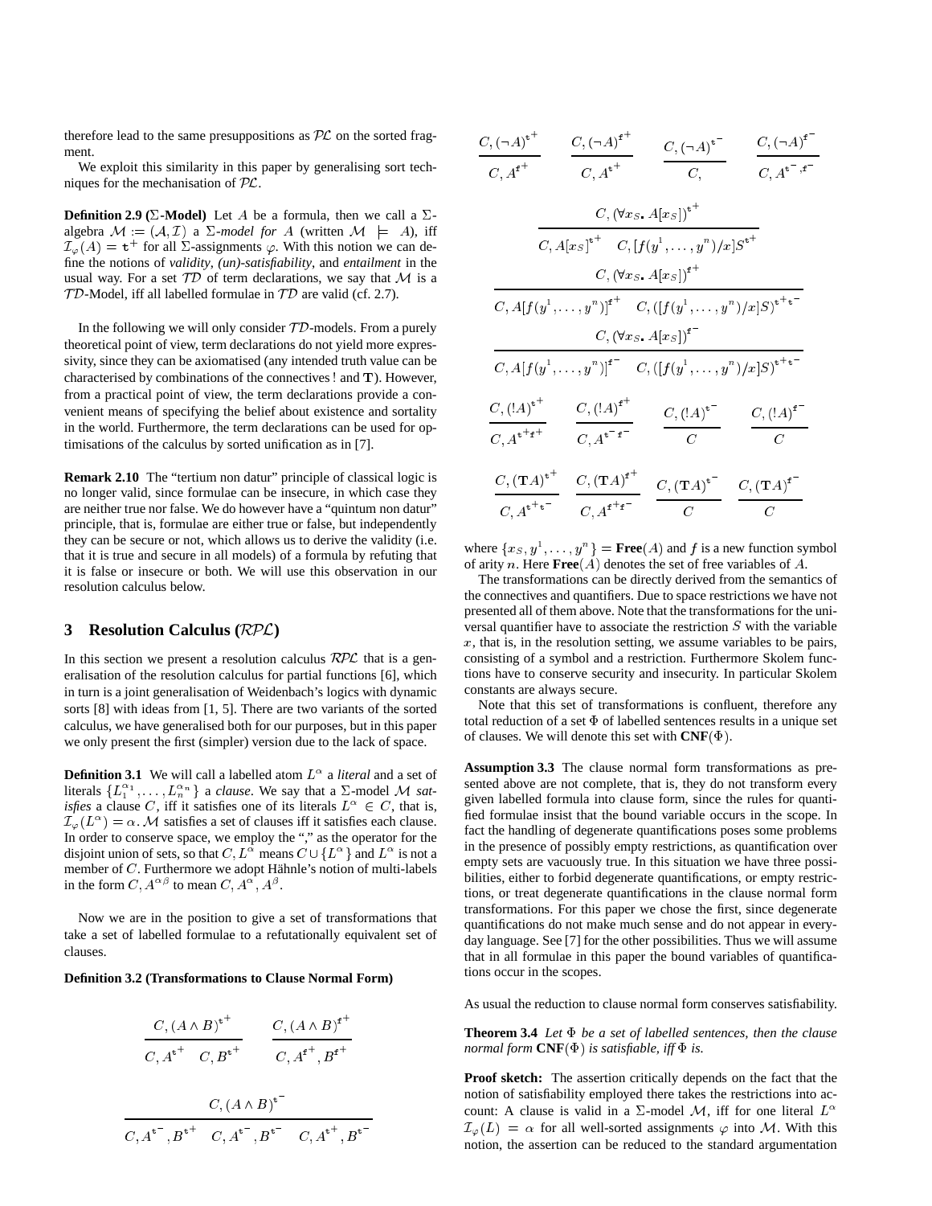therefore lead to the same presuppositions as $\mathcal{PL}$ on the sorted fragment.

We exploit this similarity in this paper by generalising sort techniques for the mechanisation of $\mathcal{PL}$.

**Definition 2.9 ($\Sigma$-Model)** Let $A$ be a formula, then we call a $\Sigma$-algebra $\mathcal{M} := (\mathcal{A}, \mathcal{I})$ a $\Sigma$-*model for* $A$ (written $\mathcal{M} \models A$), iff $\mathcal{I}_\varphi(A) = \mathtt{t}^+$ for all $\Sigma$-assignments $\varphi$. With this notion we can define the notions of *validity*, *(un)-satisfiability*, and *entailment* in the usual way. For a set $\mathcal{TD}$ of term declarations, we say that $\mathcal{M}$ is a $\mathcal{TD}$-Model, iff all labelled formulae in $\mathcal{TD}$ are valid (cf. 2.7).

In the following we will only consider $\mathcal{TD}$-models. From a purely theoretical point of view, term declarations do not yield more expressivity, since they can be axiomatised (any intended truth value can be characterised by combinations of the connectives ! and $\mathbf{T}$). However, from a practical point of view, the term declarations provide a convenient means of specifying the belief about existence and sortality in the world. Furthermore, the term declarations can be used for optimisations of the calculus by sorted unification as in [7].

**Remark 2.10** The "tertium non datur" principle of classical logic is no longer valid, since formulae can be insecure, in which case they are neither true nor false. We do however have a "quintum non datur" principle, that is, formulae are either true or false, but independently they can be secure or not, which allows us to derive the validity (i.e. that it is true and secure in all models) of a formula by refuting that it is false or insecure or both. We will use this observation in our resolution calculus below.

## 3 Resolution Calculus ($\mathcal{RPL}$)

In this section we present a resolution calculus $\mathcal{RPL}$ that is a generalisation of the resolution calculus for partial functions [6], which in turn is a joint generalisation of Weidenbach's logics with dynamic sorts [8] with ideas from [1, 5]. There are two variants of the sorted calculus, we have generalised both for our purposes, but in this paper we only present the first (simpler) version due to the lack of space.

**Definition 3.1** We will call a labelled atom $L^\alpha$ a *literal* and a set of literals $\{L_1^{\alpha_1}, \ldots, L_n^{\alpha_n}\}$ a *clause*. We say that a $\Sigma$-model $\mathcal{M}$ *satisfies* a clause $C$, iff it satisfies one of its literals $L^\alpha \in C$, that is, $\mathcal{I}_\varphi(L^\alpha) = \alpha$. $\mathcal{M}$ satisfies a set of clauses iff it satisfies each clause. In order to conserve space, we employ the "," as the operator for the disjoint union of sets, so that $C, L^\alpha$ means $C \cup \{L^\alpha\}$ and $L^\alpha$ is not a member of $C$. Furthermore we adopt Hähnle's notion of multi-labels in the form $C, A^{\alpha\beta}$ to mean $C, A^\alpha, A^\beta$.

Now we are in the position to give a set of transformations that take a set of labelled formulae to a refutationally equivalent set of clauses.

**Definition 3.2 (Transformations to Clause Normal Form)**

$$\frac{C, (A \wedge B)^{\mathtt{t}^+}}{C, A^{\mathtt{t}^+} \quad C, B^{\mathtt{t}^+}} \qquad \frac{C, (A \wedge B)^{\mathtt{f}^+}}{C, A^{\mathtt{f}^+}, B^{\mathtt{f}^+}}$$

$$\frac{C, (A \wedge B)^{\mathtt{t}^-}}{C, A^{\mathtt{t}^-}, B^{\mathtt{t}^+} \quad C, A^{\mathtt{t}^-}, B^{\mathtt{t}^-} \quad C, A^{\mathtt{t}^+}, B^{\mathtt{t}^-}}$$

$$\frac{C, (\neg A)^{\mathtt{t}^+}}{C, A^{\mathtt{f}^+}} \qquad \frac{C, (\neg A)^{\mathtt{f}^+}}{C, A^{\mathtt{t}^+}} \qquad \frac{C, (\neg A)^{\mathtt{t}^-}}{C,} \qquad \frac{C, (\neg A)^{\mathtt{f}^-}}{C, A^{\mathtt{t}^-,\mathtt{f}^-}}$$

$$\frac{C, (\forall x_S.\, A[x_S])^{\mathtt{t}^+}}{C, A[x_S]^{\mathtt{t}^+} \quad C, [f(y^1, \ldots, y^n)/x]S^{\mathtt{t}^+}}$$

$$\frac{C, (\forall x_S.\, A[x_S])^{\mathtt{f}^+}}{C, A[f(y^1, \ldots, y^n)]^{\mathtt{f}^+} \quad C, ([f(y^1, \ldots, y^n)/x]S)^{\mathtt{t}^+\mathtt{t}^-}}$$

$$\frac{C, (\forall x_S.\, A[x_S])^{\mathtt{f}^-}}{C, A[f(y^1, \ldots, y^n)]^{\mathtt{f}^-} \quad C, ([f(y^1, \ldots, y^n)/x]S)^{\mathtt{t}^+\mathtt{t}^-}}$$

$$\frac{C, (!A)^{\mathtt{t}^+}}{C, A^{\mathtt{t}^+\mathtt{f}^+}} \qquad \frac{C, (!A)^{\mathtt{f}^+}}{C, A^{\mathtt{t}^-\mathtt{f}^-}} \qquad \frac{C, (!A)^{\mathtt{t}^-}}{C} \qquad \frac{C, (!A)^{\mathtt{f}^-}}{C}$$

$$\frac{C, (\mathbf{T}A)^{\mathtt{t}^+}}{C, A^{\mathtt{t}^+\mathtt{t}^-}} \qquad \frac{C, (\mathbf{T}A)^{\mathtt{f}^+}}{C, A^{\mathtt{f}^+\mathtt{f}^-}} \qquad \frac{C, (\mathbf{T}A)^{\mathtt{t}^-}}{C} \qquad \frac{C, (\mathbf{T}A)^{\mathtt{f}^-}}{C}$$

where $\{x_S, y^1, \ldots, y^n\} = \mathbf{Free}(A)$ and $f$ is a new function symbol of arity $n$. Here $\mathbf{Free}(A)$ denotes the set of free variables of $A$.

The transformations can be directly derived from the semantics of the connectives and quantifiers. Due to space restrictions we have not presented all of them above. Note that the transformations for the universal quantifier have to associate the restriction $S$ with the variable $x$, that is, in the resolution setting, we assume variables to be pairs, consisting of a symbol and a restriction. Furthermore Skolem functions have to conserve security and insecurity. In particular Skolem constants are always secure.

Note that this set of transformations is confluent, therefore any total reduction of a set $\Phi$ of labelled sentences results in a unique set of clauses. We will denote this set with $\mathbf{CNF}(\Phi)$.

**Assumption 3.3** The clause normal form transformations as presented above are not complete, that is, they do not transform every given labelled formula into clause form, since the rules for quantified formulae insist that the bound variable occurs in the scope. In fact the handling of degenerate quantifications poses some problems in the presence of possibly empty restrictions, as quantification over empty sets are vacuously true. In this situation we have three possibilities, either to forbid degenerate quantifications, or empty restrictions, or treat degenerate quantifications in the clause normal form transformations. For this paper we chose the first, since degenerate quantifications do not make much sense and do not appear in everyday language. See [7] for the other possibilities. Thus we will assume that in all formulae in this paper the bound variables of quantifications occur in the scopes.

As usual the reduction to clause normal form conserves satisfiability.

**Theorem 3.4** *Let $\Phi$ be a set of labelled sentences, then the clause normal form $\mathbf{CNF}(\Phi)$ is satisfiable, iff $\Phi$ is.*

**Proof sketch:** The assertion critically depends on the fact that the notion of satisfiability employed there takes the restrictions into account: A clause is valid in a $\Sigma$-model $\mathcal{M}$, iff for one literal $L^\alpha$ $\mathcal{I}_\varphi(L) = \alpha$ for all well-sorted assignments $\varphi$ into $\mathcal{M}$. With this notion, the assertion can be reduced to the standard argumentation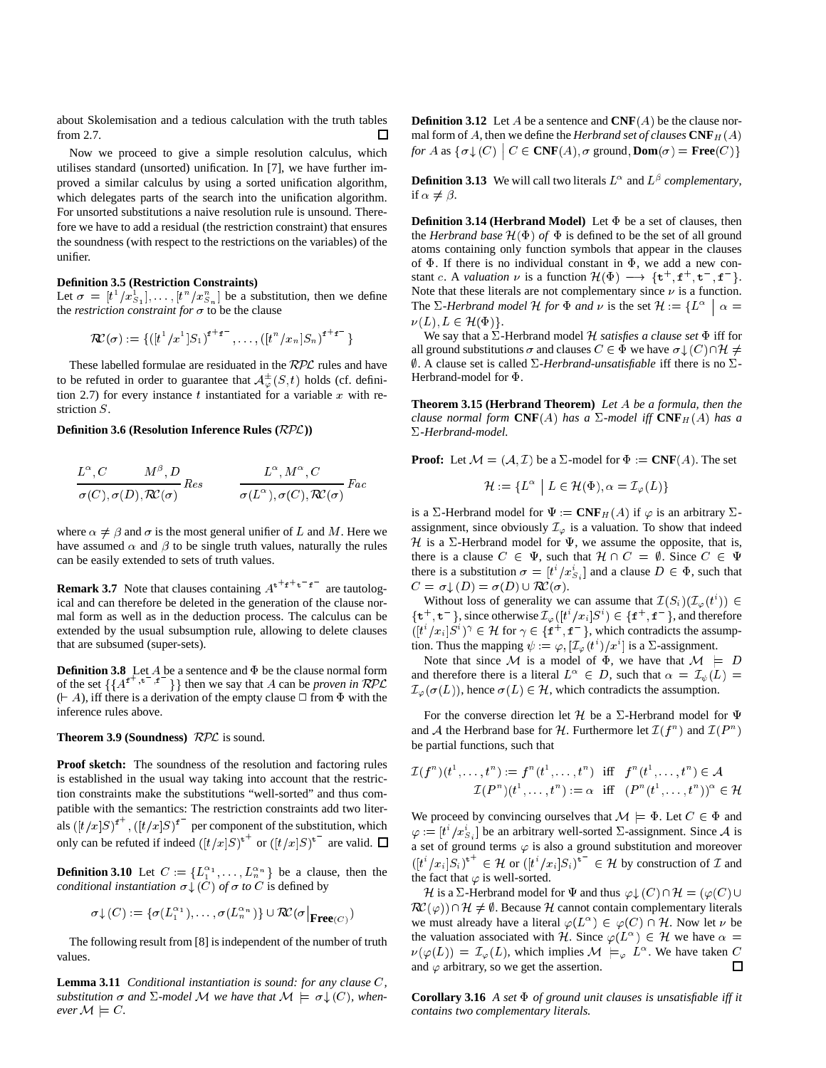about Skolemisation and a tedious calculation with the truth tables from 2.7. $\square$

Now we proceed to give a simple resolution calculus, which utilises standard (unsorted) unification. In [7], we have further improved a similar calculus by using a sorted unification algorithm, which delegates parts of the search into the unification algorithm. For unsorted substitutions a naive resolution rule is unsound. Therefore we have to add a residual (the restriction constraint) that ensures the soundness (with respect to the restrictions on the variables) of the unifier.

**Definition 3.5 (Restriction Constraints)**
Let $\sigma = [t^1/x^1_{S_1}], \ldots, [t^n/x^n_{S_n}]$ be a substitution, then we define the *restriction constraint for* $\sigma$ to be the clause

$$\mathcal{RC}(\sigma) := \{([t^1/x^1]S_1)^{\mathtt{f}^+\mathtt{f}^-}, \ldots, ([t^n/x_n]S_n)^{\mathtt{f}^+\mathtt{f}^-}\}$$

These labelled formulae are residuated in the $\mathcal{RPL}$ rules and have to be refuted in order to guarantee that $\mathcal{A}^{\pm}_{\varphi}(S,t)$ holds (cf. definition 2.7) for every instance $t$ instantiated for a variable $x$ with restriction $S$.

**Definition 3.6 (Resolution Inference Rules ($\mathcal{RPL}$))**

$$\frac{L^\alpha, C \qquad M^\beta, D}{\sigma(C), \sigma(D), \mathcal{RC}(\sigma)} Res \qquad\qquad \frac{L^\alpha, M^\alpha, C}{\sigma(L^\alpha), \sigma(C), \mathcal{RC}(\sigma)} Fac$$

where $\alpha \neq \beta$ and $\sigma$ is the most general unifier of $L$ and $M$. Here we have assumed $\alpha$ and $\beta$ to be single truth values, naturally the rules can be easily extended to sets of truth values.

**Remark 3.7** Note that clauses containing $A^{\mathtt{t}^+\mathtt{f}^+\mathtt{t}^-\mathtt{f}^-}$ are tautological and can therefore be deleted in the generation of the clause normal form as well as in the deduction process. The calculus can be extended by the usual subsumption rule, allowing to delete clauses that are subsumed (super-sets).

**Definition 3.8** Let $A$ be a sentence and $\Phi$ be the clause normal form of the set $\{\{A^{\mathtt{f}^+,\mathtt{t}^-,\mathtt{f}^-}\}\}$ then we say that $A$ can be *proven in* $\mathcal{RPL}$ ($\vdash A$), iff there is a derivation of the empty clause $\Box$ from $\Phi$ with the inference rules above.

**Theorem 3.9 (Soundness)** $\mathcal{RPL}$ is sound.

**Proof sketch:** The soundness of the resolution and factoring rules is established in the usual way taking into account that the restriction constraints make the substitutions "well-sorted" and thus compatible with the semantics: The restriction constraints add two literals $([t/x]S)^{\mathtt{f}^+}, ([t/x]S)^{\mathtt{f}^-}$ per component of the substitution, which only can be refuted if indeed $([t/x]S)^{\mathtt{t}^+}$ or $([t/x]S)^{\mathtt{t}^-}$ are valid. $\square$

**Definition 3.10** Let $C := \{L_1^{\alpha_1}, \ldots, L_n^{\alpha_n}\}$ be a clause, then the *conditional instantiation* $\sigma\!\downarrow\!(C)$ *of* $\sigma$ *to* $C$ is defined by

$$\sigma\!\downarrow\!(C) := \{\sigma(L_1^{\alpha_1}), \ldots, \sigma(L_n^{\alpha_n})\} \cup \mathcal{RC}(\sigma|_{\mathbf{Free}(C)})$$

The following result from [8] is independent of the number of truth values.

**Lemma 3.11** *Conditional instantiation is sound: for any clause $C$, substitution $\sigma$ and $\Sigma$-model $\mathcal{M}$ we have that $\mathcal{M} \models \sigma\!\downarrow\!(C)$, whenever $\mathcal{M} \models C$.*

**Definition 3.12** Let $A$ be a sentence and $\mathbf{CNF}(A)$ be the clause normal form of $A$, then we define the *Herbrand set of clauses* $\mathbf{CNF}_H(A)$ *for* $A$ as $\{\sigma\!\downarrow\!(C) \mid C \in \mathbf{CNF}(A), \sigma \text{ ground}, \mathbf{Dom}(\sigma) = \mathbf{Free}(C)\}$

**Definition 3.13** We will call two literals $L^\alpha$ and $L^\beta$ *complementary*, if $\alpha \neq \beta$.

**Definition 3.14 (Herbrand Model)** Let $\Phi$ be a set of clauses, then the *Herbrand base* $\mathcal{H}(\Phi)$ *of* $\Phi$ is defined to be the set of all ground atoms containing only function symbols that appear in the clauses of $\Phi$. If there is no individual constant in $\Phi$, we add a new constant $c$. A *valuation* $\nu$ is a function $\mathcal{H}(\Phi) \longrightarrow \{\mathtt{t}^+, \mathtt{f}^+, \mathtt{t}^-, \mathtt{f}^-\}$. Note that these literals are not complementary since $\nu$ is a function. The $\Sigma$-*Herbrand model* $\mathcal{H}$ *for* $\Phi$ *and* $\nu$ is the set $\mathcal{H} := \{L^\alpha \mid \alpha = \nu(L), L \in \mathcal{H}(\Phi)\}$.

We say that a $\Sigma$-Herbrand model $\mathcal{H}$ *satisfies a clause set* $\Phi$ iff for all ground substitutions $\sigma$ and clauses $C \in \Phi$ we have $\sigma\!\downarrow\!(C) \cap \mathcal{H} \neq \emptyset$. A clause set is called $\Sigma$-*Herbrand-unsatisfiable* iff there is no $\Sigma$-Herbrand-model for $\Phi$.

**Theorem 3.15 (Herbrand Theorem)** *Let $A$ be a formula, then the clause normal form $\mathbf{CNF}(A)$ has a $\Sigma$-model iff $\mathbf{CNF}_H(A)$ has a $\Sigma$-Herbrand-model.*

**Proof:** Let $\mathcal{M} = (\mathcal{A}, \mathcal{I})$ be a $\Sigma$-model for $\Phi := \mathbf{CNF}(A)$. The set

$$\mathcal{H} := \{L^\alpha \mid L \in \mathcal{H}(\Phi), \alpha = \mathcal{I}_\varphi(L)\}$$

is a $\Sigma$-Herbrand model for $\Psi := \mathbf{CNF}_H(A)$ if $\varphi$ is an arbitrary $\Sigma$-assignment, since obviously $\mathcal{I}_\varphi$ is a valuation. To show that indeed $\mathcal{H}$ is a $\Sigma$-Herbrand model for $\Psi$, we assume the opposite, that is, there is a clause $C \in \Psi$, such that $\mathcal{H} \cap C = \emptyset$. Since $C \in \Psi$ there is a substitution $\sigma = [t^i/x^i_{S_i}]$ and a clause $D \in \Phi$, such that $C = \sigma\!\downarrow\!(D) = \sigma(D) \cup \mathcal{RC}(\sigma)$.

Without loss of generality we can assume that $\mathcal{I}(S_i)(\mathcal{I}_\varphi(t^i)) \in \{\mathtt{t}^+, \mathtt{t}^-\}$, since otherwise $\mathcal{I}_\varphi([t^i/x_i]S^i) \in \{\mathtt{f}^+, \mathtt{f}^-\}$, and therefore $([t^i/x_i]S^i)^\gamma \in \mathcal{H}$ for $\gamma \in \{\mathtt{f}^+, \mathtt{f}^-\}$, which contradicts the assumption. Thus the mapping $\psi := \varphi, [\mathcal{I}_\varphi(t^i)/x^i]$ is a $\Sigma$-assignment.

Note that since $\mathcal{M}$ is a model of $\Phi$, we have that $\mathcal{M} \models D$ and therefore there is a literal $L^\alpha \in D$, such that $\alpha = \mathcal{I}_\psi(L) = \mathcal{I}_\varphi(\sigma(L))$, hence $\sigma(L) \in \mathcal{H}$, which contradicts the assumption.

For the converse direction let $\mathcal{H}$ be a $\Sigma$-Herbrand model for $\Psi$ and $\mathcal{A}$ the Herbrand base for $\mathcal{H}$. Furthermore let $\mathcal{I}(f^n)$ and $\mathcal{I}(P^n)$ be partial functions, such that

$$\mathcal{I}(f^n)(t^1, \ldots, t^n) := f^n(t^1, \ldots, t^n) \quad \text{iff} \quad f^n(t^1, \ldots, t^n) \in \mathcal{A}$$
$$\mathcal{I}(P^n)(t^1, \ldots, t^n) := \alpha \quad \text{iff} \quad (P^n(t^1, \ldots, t^n))^\alpha \in \mathcal{H}$$

We proceed by convincing ourselves that $\mathcal{M} \models \Phi$. Let $C \in \Phi$ and $\varphi := [t^i/x^i_{S_i}]$ be an arbitrary well-sorted $\Sigma$-assignment. Since $\mathcal{A}$ is a set of ground terms $\varphi$ is also a ground substitution and moreover $([t^i/x_i]S_i)^{\mathtt{t}^+} \in \mathcal{H}$ or $([t^i/x_i]S_i)^{\mathtt{t}^-} \in \mathcal{H}$ by construction of $\mathcal{I}$ and the fact that $\varphi$ is well-sorted.

$\mathcal{H}$ is a $\Sigma$-Herbrand model for $\Psi$ and thus $\varphi\!\downarrow\!(C) \cap \mathcal{H} = (\varphi(C) \cup \mathcal{RC}(\varphi)) \cap \mathcal{H} \neq \emptyset$. Because $\mathcal{H}$ cannot contain complementary literals we must already have a literal $\varphi(L^\alpha) \in \varphi(C) \cap \mathcal{H}$. Now let $\nu$ be the valuation associated with $\mathcal{H}$. Since $\varphi(L^\alpha) \in \mathcal{H}$ we have $\alpha = \nu(\varphi(L)) = \mathcal{I}_\varphi(L)$, which implies $\mathcal{M} \models_\varphi L^\alpha$. We have taken $C$ and $\varphi$ arbitrary, so we get the assertion. $\square$

**Corollary 3.16** *A set $\Phi$ of ground unit clauses is unsatisfiable iff it contains two complementary literals.*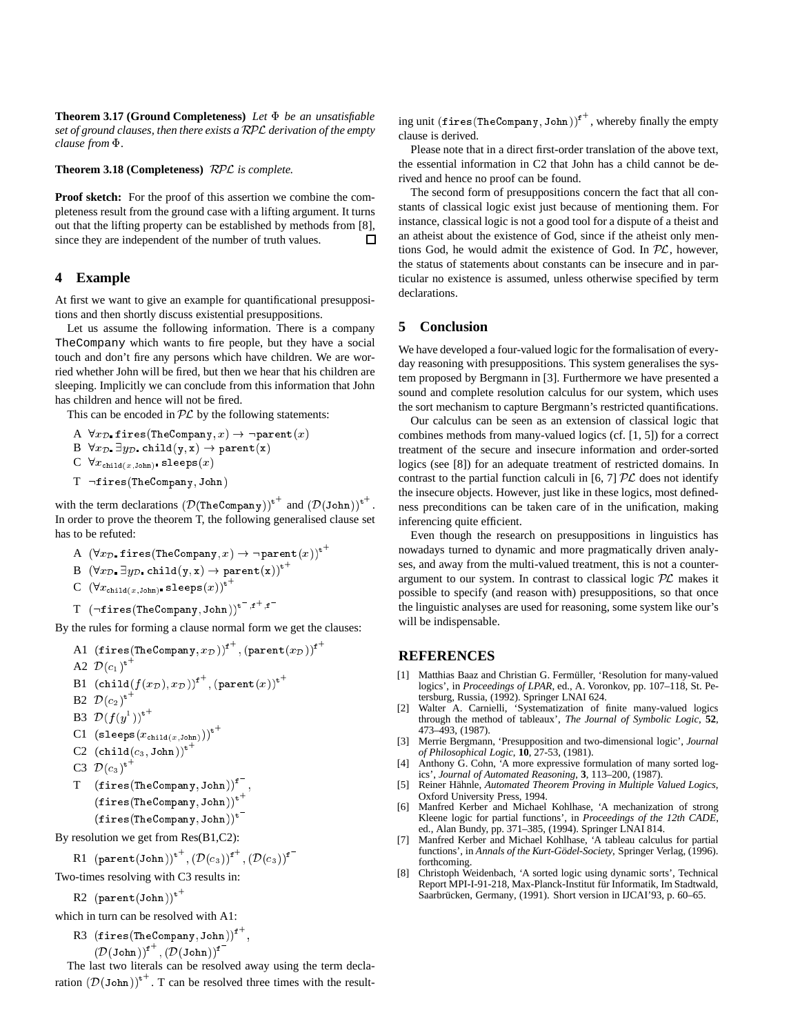**Theorem 3.17 (Ground Completeness)** *Let $\Phi$ be an unsatisfiable set of ground clauses, then there exists a $\mathcal{RPL}$ derivation of the empty clause from $\Phi$.*

**Theorem 3.18 (Completeness)** *$\mathcal{RPL}$ is complete.*

**Proof sketch:** For the proof of this assertion we combine the completeness result from the ground case with a lifting argument. It turns out that the lifting property can be established by methods from [8], since they are independent of the number of truth values. □

## 4 Example

At first we want to give an example for quantificational presuppositions and then shortly discuss existential presuppositions.

Let us assume the following information. There is a company TheCompany which wants to fire people, but they have a social touch and don't fire any persons which have children. We are worried whether John will be fired, but then we hear that his children are sleeping. Implicitly we can conclude from this information that John has children and hence will not be fired.

This can be encoded in $\mathcal{PL}$ by the following statements:

A $\forall x_{\mathcal{D}}.\,\mathtt{fires}(\mathtt{TheCompany}, x) \rightarrow \neg\mathtt{parent}(x)$

B $\forall x_{\mathcal{D}}.\,\exists y_{\mathcal{D}}.\,\mathtt{child}(\mathtt{y}, \mathtt{x}) \rightarrow \mathtt{parent}(\mathtt{x})$

C $\forall x_{\mathtt{child}(x,\mathtt{John})}.\,\mathtt{sleeps}(x)$

T $\neg\mathtt{fires}(\mathtt{TheCompany}, \mathtt{John})$

with the term declarations $(\mathcal{D}(\mathtt{TheCompany}))^{\mathtt{t}^+}$ and $(\mathcal{D}(\mathtt{John}))^{\mathtt{t}^+}$. In order to prove the theorem T, the following generalised clause set has to be refuted:

A $(\forall x_{\mathcal{D}}.\,\mathtt{fires}(\mathtt{TheCompany}, x) \rightarrow \neg\mathtt{parent}(x))^{\mathtt{t}^+}$

B $(\forall x_{\mathcal{D}}.\,\exists y_{\mathcal{D}}.\,\mathtt{child}(\mathtt{y}, \mathtt{x}) \rightarrow \mathtt{parent}(\mathtt{x}))^{\mathtt{t}^+}$

C $(\forall x_{\mathtt{child}(x,\mathtt{John})}.\,\mathtt{sleeps}(x))^{\mathtt{t}^+}$

T $(\neg\mathtt{fires}(\mathtt{TheCompany}, \mathtt{John}))^{\mathtt{t}^-,\mathtt{f}^+,\mathtt{f}^-}$

By the rules for forming a clause normal form we get the clauses:

A1 $(\mathtt{fires}(\mathtt{TheCompany}, x_{\mathcal{D}}))^{\mathtt{f}^+}, (\mathtt{parent}(x_{\mathcal{D}}))^{\mathtt{f}^+}$

A2 $\mathcal{D}(c_1)^{\mathtt{t}^+}$

B1 $(\mathtt{child}(f(x_{\mathcal{D}}), x_{\mathcal{D}}))^{\mathtt{f}^+}, (\mathtt{parent}(x))^{\mathtt{t}^+}$

B2 $\mathcal{D}(c_2)^{\mathtt{t}^+}$

B3 $\mathcal{D}(f(y^1))^{\mathtt{t}^+}$

C1 $(\mathtt{sleeps}(x_{\mathtt{child}(x,\mathtt{John})}))^{\mathtt{t}^+}$

C2 $(\mathtt{child}(c_3, \mathtt{John}))^{\mathtt{t}^+}$

C3 $\mathcal{D}(c_3)^{\mathtt{t}^+}$

T $(\mathtt{fires}(\mathtt{TheCompany}, \mathtt{John}))^{\mathtt{f}^-}$,
$(\mathtt{fires}(\mathtt{TheCompany}, \mathtt{John}))^{\mathtt{t}^+}$
$(\mathtt{fires}(\mathtt{TheCompany}, \mathtt{John}))^{\mathtt{t}^-}$

By resolution we get from Res(B1,C2):

R1 $(\mathtt{parent}(\mathtt{John}))^{\mathtt{t}^+}, (\mathcal{D}(c_3))^{\mathtt{f}^+}, (\mathcal{D}(c_3))^{\mathtt{f}^-}$

Two-times resolving with C3 results in:

R2 $(\mathtt{parent}(\mathtt{John}))^{\mathtt{t}^+}$

which in turn can be resolved with A1:

R3 $(\mathtt{fires}(\mathtt{TheCompany}, \mathtt{John}))^{\mathtt{f}^+}$,
$(\mathcal{D}(\mathtt{John}))^{\mathtt{f}^+}, (\mathcal{D}(\mathtt{John}))^{\mathtt{f}^-}$

The last two literals can be resolved away using the term declaration $(\mathcal{D}(\mathtt{John}))^{\mathtt{t}^+}$. T can be resolved three times with the resulting unit $(\mathtt{fires}(\mathtt{TheCompany}, \mathtt{John}))^{\mathtt{f}^+}$, whereby finally the empty clause is derived.

Please note that in a direct first-order translation of the above text, the essential information in C2 that John has a child cannot be derived and hence no proof can be found.

The second form of presuppositions concern the fact that all constants of classical logic exist just because of mentioning them. For instance, classical logic is not a good tool for a dispute of a theist and an atheist about the existence of God, since if the atheist only mentions God, he would admit the existence of God. In $\mathcal{PL}$, however, the status of statements about constants can be insecure and in particular no existence is assumed, unless otherwise specified by term declarations.

## 5 Conclusion

We have developed a four-valued logic for the formalisation of everyday reasoning with presuppositions. This system generalises the system proposed by Bergmann in [3]. Furthermore we have presented a sound and complete resolution calculus for our system, which uses the sort mechanism to capture Bergmann's restricted quantifications.

Our calculus can be seen as an extension of classical logic that combines methods from many-valued logics (cf. [1, 5]) for a correct treatment of the secure and insecure information and order-sorted logics (see [8]) for an adequate treatment of restricted domains. In contrast to the partial function calculi in [6, 7] $\mathcal{PL}$ does not identify the insecure objects. However, just like in these logics, most definedness preconditions can be taken care of in the unification, making inferencing quite efficient.

Even though the research on presuppositions in linguistics has nowadays turned to dynamic and more pragmatically driven analyses, and away from the multi-valued treatment, this is not a counterargument to our system. In contrast to classical logic $\mathcal{PL}$ makes it possible to specify (and reason with) presuppositions, so that once the linguistic analyses are used for reasoning, some system like our's will be indispensable.

## REFERENCES

[1] Matthias Baaz and Christian G. Fermüller, 'Resolution for many-valued logics', in *Proceedings of LPAR*, ed., A. Voronkov, pp. 107–118, St. Petersburg, Russia, (1992). Springer LNAI 624.

[2] Walter A. Carnielli, 'Systematization of finite many-valued logics through the method of tableaux', *The Journal of Symbolic Logic*, **52**, 473–493, (1987).

[3] Merrie Bergmann, 'Presupposition and two-dimensional logic', *Journal of Philosophical Logic*, **10**, 27-53, (1981).

[4] Anthony G. Cohn, 'A more expressive formulation of many sorted logics', *Journal of Automated Reasoning*, **3**, 113–200, (1987).

[5] Reiner Hähnle, *Automated Theorem Proving in Multiple Valued Logics*, Oxford University Press, 1994.

[6] Manfred Kerber and Michael Kohlhase, 'A mechanization of strong Kleene logic for partial functions', in *Proceedings of the 12th CADE*, ed., Alan Bundy, pp. 371–385, (1994). Springer LNAI 814.

[7] Manfred Kerber and Michael Kohlhase, 'A tableau calculus for partial functions', in *Annals of the Kurt-Gödel-Society*, Springer Verlag, (1996). forthcoming.

[8] Christoph Weidenbach, 'A sorted logic using dynamic sorts', Technical Report MPI-I-91-218, Max-Planck-Institut für Informatik, Im Stadtwald, Saarbrücken, Germany, (1991). Short version in IJCAI'93, p. 60–65.